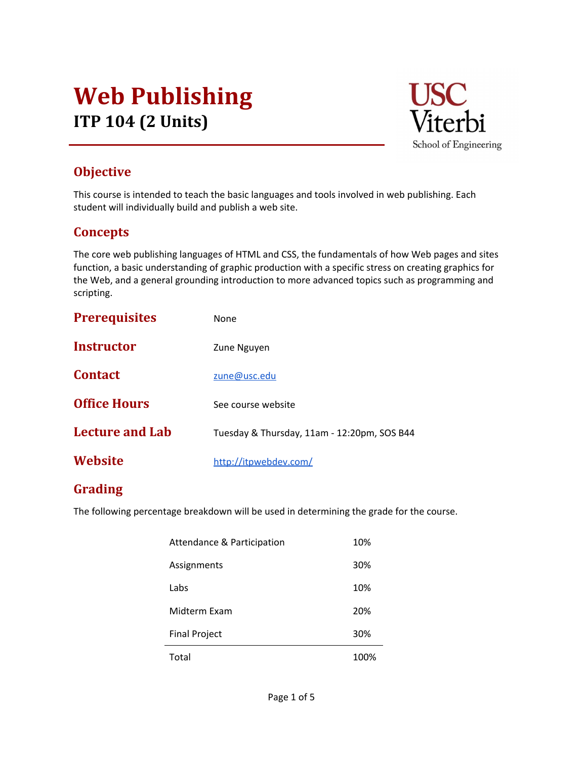# Web Publishing

## ITP 104 (2 Units)

## Objective

This course is intended to teach the basic languages and tools involved in web publishing. Each student will individually build and publish a web site.

## Concepts

The core web publishing languages of HTML and CSS, the fundamentals of how Web pages and sites function, a basic understanding of graphic production with a specific stress on creating graphics for the Web, and a general grounding introduction to more advanced topics such as programming and scripting.

| | |
|---|---|
| **Prerequisites** | None |
| **Instructor** | Zune Nguyen |
| **Contact** | zune@usc.edu |
| **Office Hours** | See course website |
| **Lecture and Lab** | Tuesday & Thursday, 11am - 12:20pm, SOS B44 |
| **Website** | http://itpwebdev.com/ |

## Grading

The following percentage breakdown will be used in determining the grade for the course.

| Component | Percentage |
|---|---|
| Attendance & Participation | 10% |
| Assignments | 30% |
| Labs | 10% |
| Midterm Exam | 20% |
| Final Project | 30% |
| Total | 100% |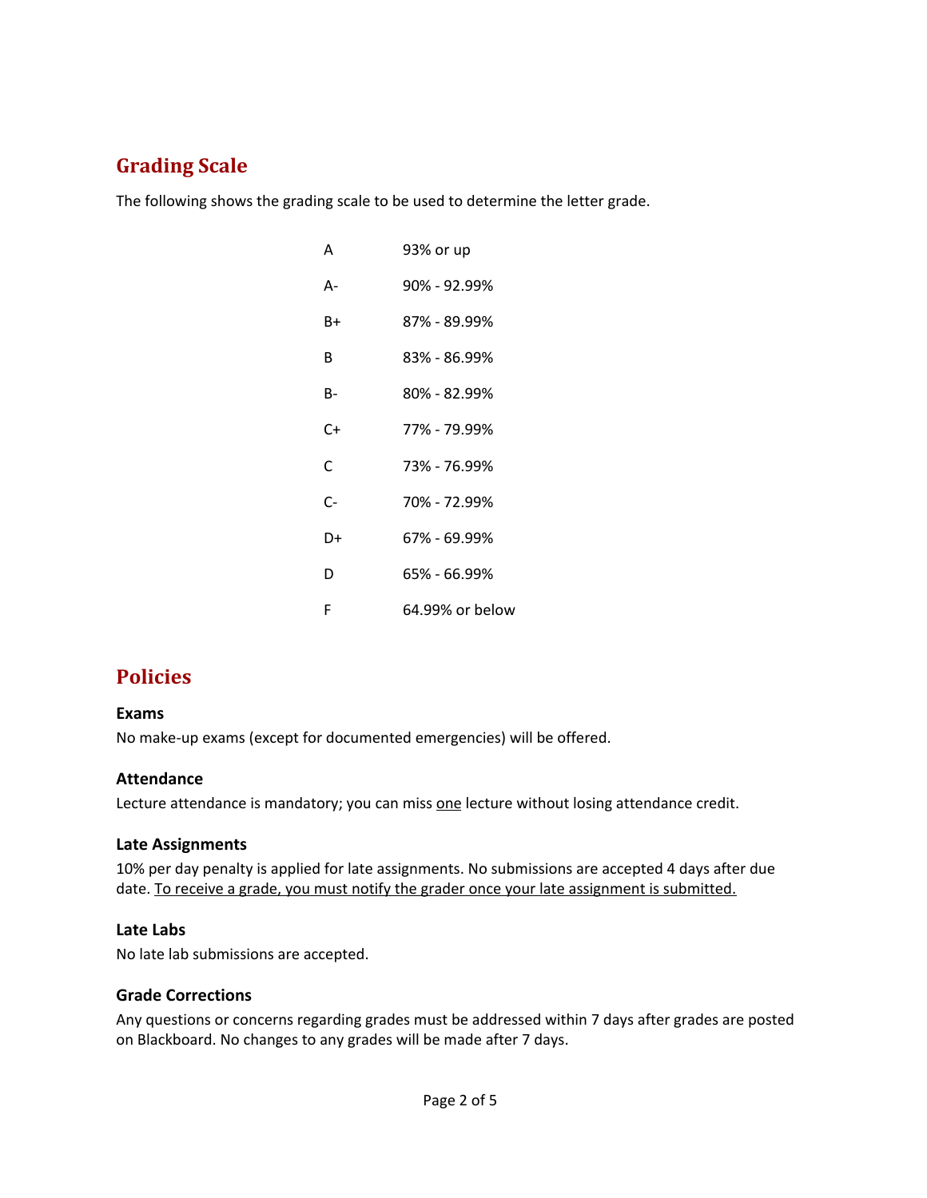## Grading Scale

The following shows the grading scale to be used to determine the letter grade.

| | |
|---|---|
| A | 93% or up |
| A- | 90% - 92.99% |
| B+ | 87% - 89.99% |
| B | 83% - 86.99% |
| B- | 80% - 82.99% |
| C+ | 77% - 79.99% |
| C | 73% - 76.99% |
| C- | 70% - 72.99% |
| D+ | 67% - 69.99% |
| D | 65% - 66.99% |
| F | 64.99% or below |

## Policies

### Exams

No make-up exams (except for documented emergencies) will be offered.

### Attendance

Lecture attendance is mandatory; you can miss <u>one</u> lecture without losing attendance credit.

### Late Assignments

10% per day penalty is applied for late assignments. No submissions are accepted 4 days after due date. <u>To receive a grade, you must notify the grader once your late assignment is submitted.</u>

### Late Labs

No late lab submissions are accepted.

### Grade Corrections

Any questions or concerns regarding grades must be addressed within 7 days after grades are posted on Blackboard. No changes to any grades will be made after 7 days.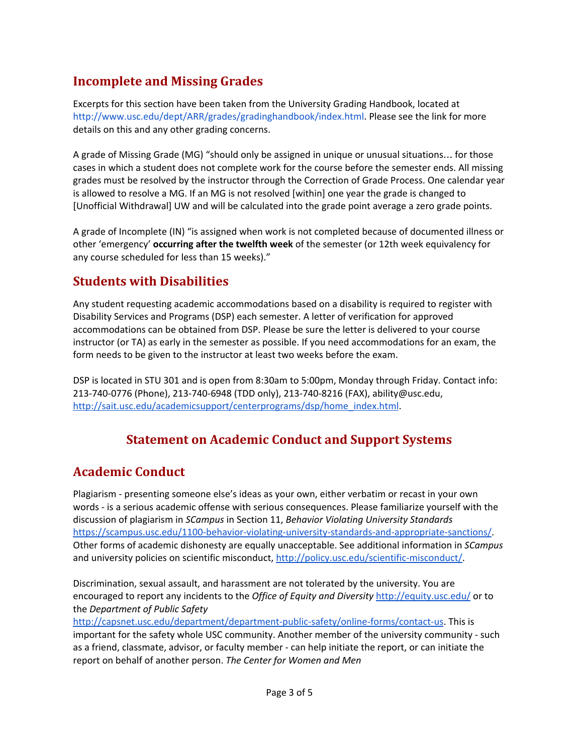## Incomplete and Missing Grades

Excerpts for this section have been taken from the University Grading Handbook, located at http://www.usc.edu/dept/ARR/grades/gradinghandbook/index.html. Please see the link for more details on this and any other grading concerns.

A grade of Missing Grade (MG) "should only be assigned in unique or unusual situations… for those cases in which a student does not complete work for the course before the semester ends. All missing grades must be resolved by the instructor through the Correction of Grade Process. One calendar year is allowed to resolve a MG. If an MG is not resolved [within] one year the grade is changed to [Unofficial Withdrawal] UW and will be calculated into the grade point average a zero grade points.

A grade of Incomplete (IN) "is assigned when work is not completed because of documented illness or other 'emergency' **occurring after the twelfth week** of the semester (or 12th week equivalency for any course scheduled for less than 15 weeks)."

## Students with Disabilities

Any student requesting academic accommodations based on a disability is required to register with Disability Services and Programs (DSP) each semester. A letter of verification for approved accommodations can be obtained from DSP. Please be sure the letter is delivered to your course instructor (or TA) as early in the semester as possible. If you need accommodations for an exam, the form needs to be given to the instructor at least two weeks before the exam.

DSP is located in STU 301 and is open from 8:30am to 5:00pm, Monday through Friday. Contact info: 213-740-0776 (Phone), 213-740-6948 (TDD only), 213-740-8216 (FAX), ability@usc.edu, http://sait.usc.edu/academicsupport/centerprograms/dsp/home_index.html.

# Statement on Academic Conduct and Support Systems

## Academic Conduct

Plagiarism - presenting someone else's ideas as your own, either verbatim or recast in your own words - is a serious academic offense with serious consequences. Please familiarize yourself with the discussion of plagiarism in *SCampus* in Section 11, *Behavior Violating University Standards* https://scampus.usc.edu/1100-behavior-violating-university-standards-and-appropriate-sanctions/. Other forms of academic dishonesty are equally unacceptable. See additional information in *SCampus* and university policies on scientific misconduct, http://policy.usc.edu/scientific-misconduct/.

Discrimination, sexual assault, and harassment are not tolerated by the university. You are encouraged to report any incidents to the *Office of Equity and Diversity* http://equity.usc.edu/ or to the *Department of Public Safety* http://capsnet.usc.edu/department/department-public-safety/online-forms/contact-us. This is important for the safety whole USC community. Another member of the university community - such as a friend, classmate, advisor, or faculty member - can help initiate the report, or can initiate the report on behalf of another person. *The Center for Women and Men*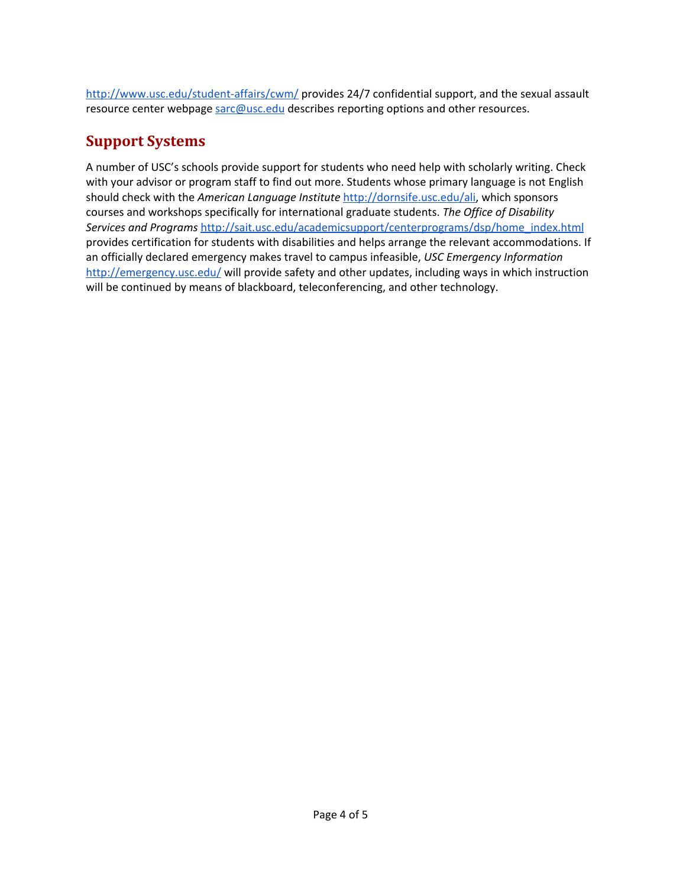http://www.usc.edu/student-affairs/cwm/ provides 24/7 confidential support, and the sexual assault resource center webpage sarc@usc.edu describes reporting options and other resources.

## Support Systems

A number of USC's schools provide support for students who need help with scholarly writing. Check with your advisor or program staff to find out more. Students whose primary language is not English should check with the *American Language Institute* http://dornsife.usc.edu/ali, which sponsors courses and workshops specifically for international graduate students. *The Office of Disability Services and Programs* http://sait.usc.edu/academicsupport/centerprograms/dsp/home_index.html provides certification for students with disabilities and helps arrange the relevant accommodations. If an officially declared emergency makes travel to campus infeasible, *USC Emergency Information* http://emergency.usc.edu/ will provide safety and other updates, including ways in which instruction will be continued by means of blackboard, teleconferencing, and other technology.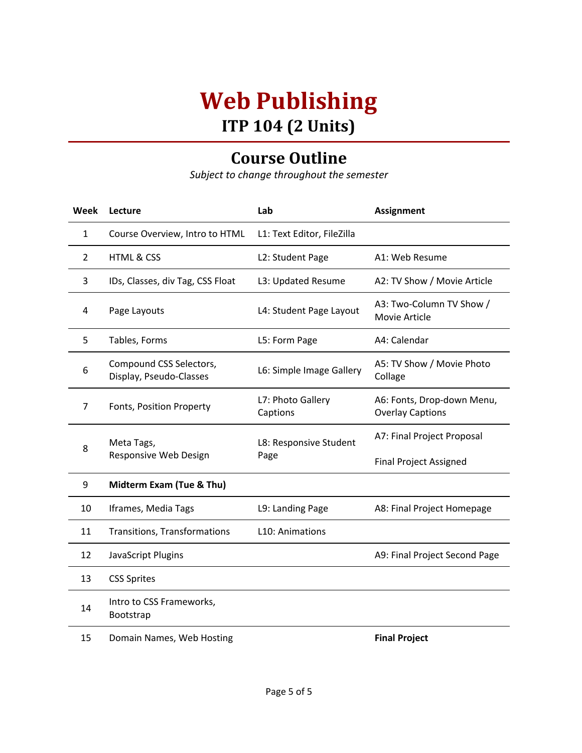# Web Publishing

## ITP 104 (2 Units)

## Course Outline

*Subject to change throughout the semester*

| Week | Lecture | Lab | Assignment |
|---|---|---|---|
| 1 | Course Overview, Intro to HTML | L1: Text Editor, FileZilla | |
| 2 | HTML & CSS | L2: Student Page | A1: Web Resume |
| 3 | IDs, Classes, div Tag, CSS Float | L3: Updated Resume | A2: TV Show / Movie Article |
| 4 | Page Layouts | L4: Student Page Layout | A3: Two-Column TV Show / Movie Article |
| 5 | Tables, Forms | L5: Form Page | A4: Calendar |
| 6 | Compound CSS Selectors, Display, Pseudo-Classes | L6: Simple Image Gallery | A5: TV Show / Movie Photo Collage |
| 7 | Fonts, Position Property | L7: Photo Gallery Captions | A6: Fonts, Drop-down Menu, Overlay Captions |
| 8 | Meta Tags, Responsive Web Design | L8: Responsive Student Page | A7: Final Project Proposal<br>Final Project Assigned |
| 9 | **Midterm Exam (Tue & Thu)** | | |
| 10 | Iframes, Media Tags | L9: Landing Page | A8: Final Project Homepage |
| 11 | Transitions, Transformations | L10: Animations | |
| 12 | JavaScript Plugins | | A9: Final Project Second Page |
| 13 | CSS Sprites | | |
| 14 | Intro to CSS Frameworks, Bootstrap | | |
| 15 | Domain Names, Web Hosting | | **Final Project** |